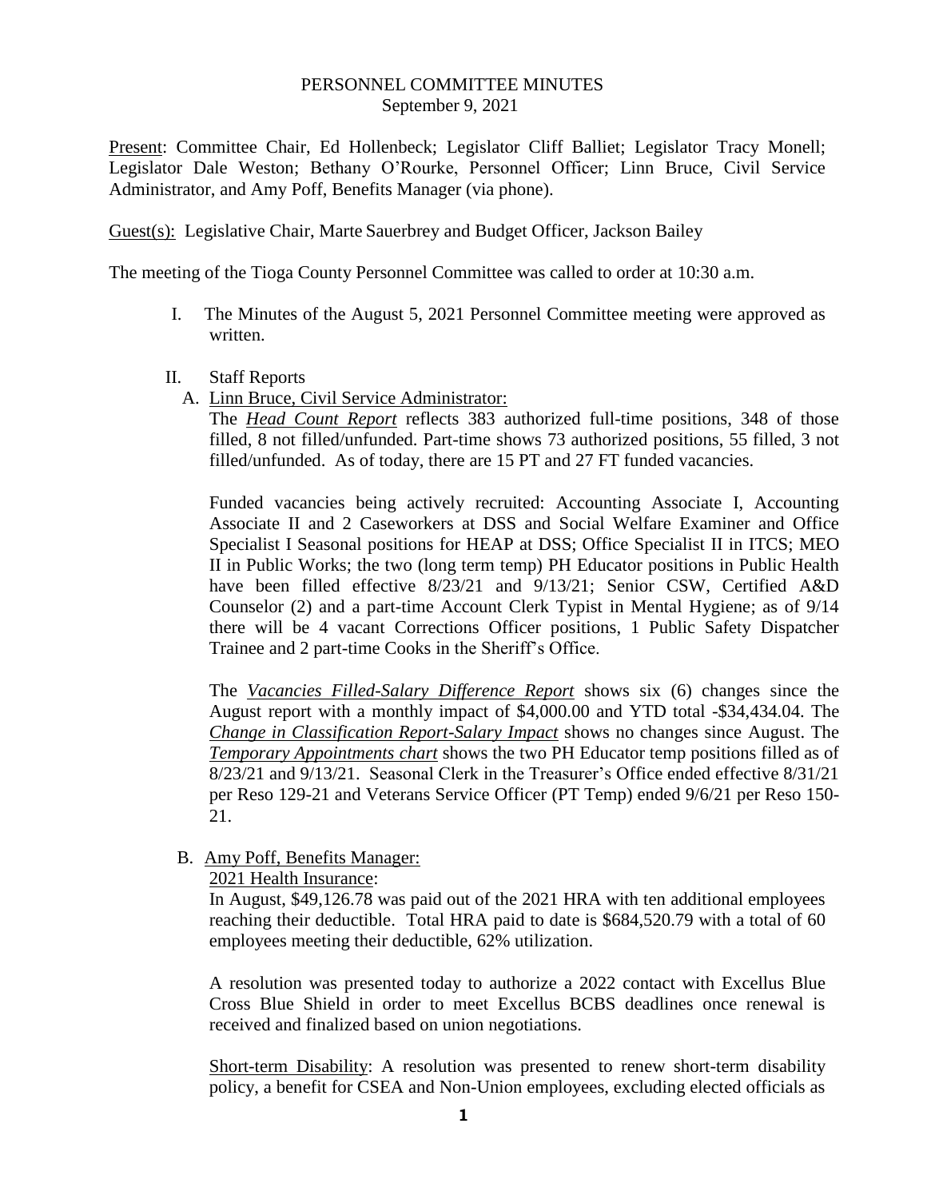# PERSONNEL COMMITTEE MINUTES
September 9, 2021

Present: Committee Chair, Ed Hollenbeck; Legislator Cliff Balliet; Legislator Tracy Monell; Legislator Dale Weston; Bethany O'Rourke, Personnel Officer; Linn Bruce, Civil Service Administrator, and Amy Poff, Benefits Manager (via phone).

Guest(s): Legislative Chair, Marte Sauerbrey and Budget Officer, Jackson Bailey

The meeting of the Tioga County Personnel Committee was called to order at 10:30 a.m.

I. The Minutes of the August 5, 2021 Personnel Committee meeting were approved as written.

II. Staff Reports

A. Linn Bruce, Civil Service Administrator:

The ***Head Count Report*** reflects 383 authorized full-time positions, 348 of those filled, 8 not filled/unfunded. Part-time shows 73 authorized positions, 55 filled, 3 not filled/unfunded. As of today, there are 15 PT and 27 FT funded vacancies.

Funded vacancies being actively recruited: Accounting Associate I, Accounting Associate II and 2 Caseworkers at DSS and Social Welfare Examiner and Office Specialist I Seasonal positions for HEAP at DSS; Office Specialist II in ITCS; MEO II in Public Works; the two (long term temp) PH Educator positions in Public Health have been filled effective 8/23/21 and 9/13/21; Senior CSW, Certified A&D Counselor (2) and a part-time Account Clerk Typist in Mental Hygiene; as of 9/14 there will be 4 vacant Corrections Officer positions, 1 Public Safety Dispatcher Trainee and 2 part-time Cooks in the Sheriff's Office.

The ***Vacancies Filled-Salary Difference Report*** shows six (6) changes since the August report with a monthly impact of $4,000.00 and YTD total -$34,434.04. The ***Change in Classification Report-Salary Impact*** shows no changes since August. The ***Temporary Appointments chart*** shows the two PH Educator temp positions filled as of 8/23/21 and 9/13/21. Seasonal Clerk in the Treasurer's Office ended effective 8/31/21 per Reso 129-21 and Veterans Service Officer (PT Temp) ended 9/6/21 per Reso 150-21.

B. Amy Poff, Benefits Manager:

2021 Health Insurance:
In August, $49,126.78 was paid out of the 2021 HRA with ten additional employees reaching their deductible. Total HRA paid to date is $684,520.79 with a total of 60 employees meeting their deductible, 62% utilization.

A resolution was presented today to authorize a 2022 contact with Excellus Blue Cross Blue Shield in order to meet Excellus BCBS deadlines once renewal is received and finalized based on union negotiations.

Short-term Disability: A resolution was presented to renew short-term disability policy, a benefit for CSEA and Non-Union employees, excluding elected officials as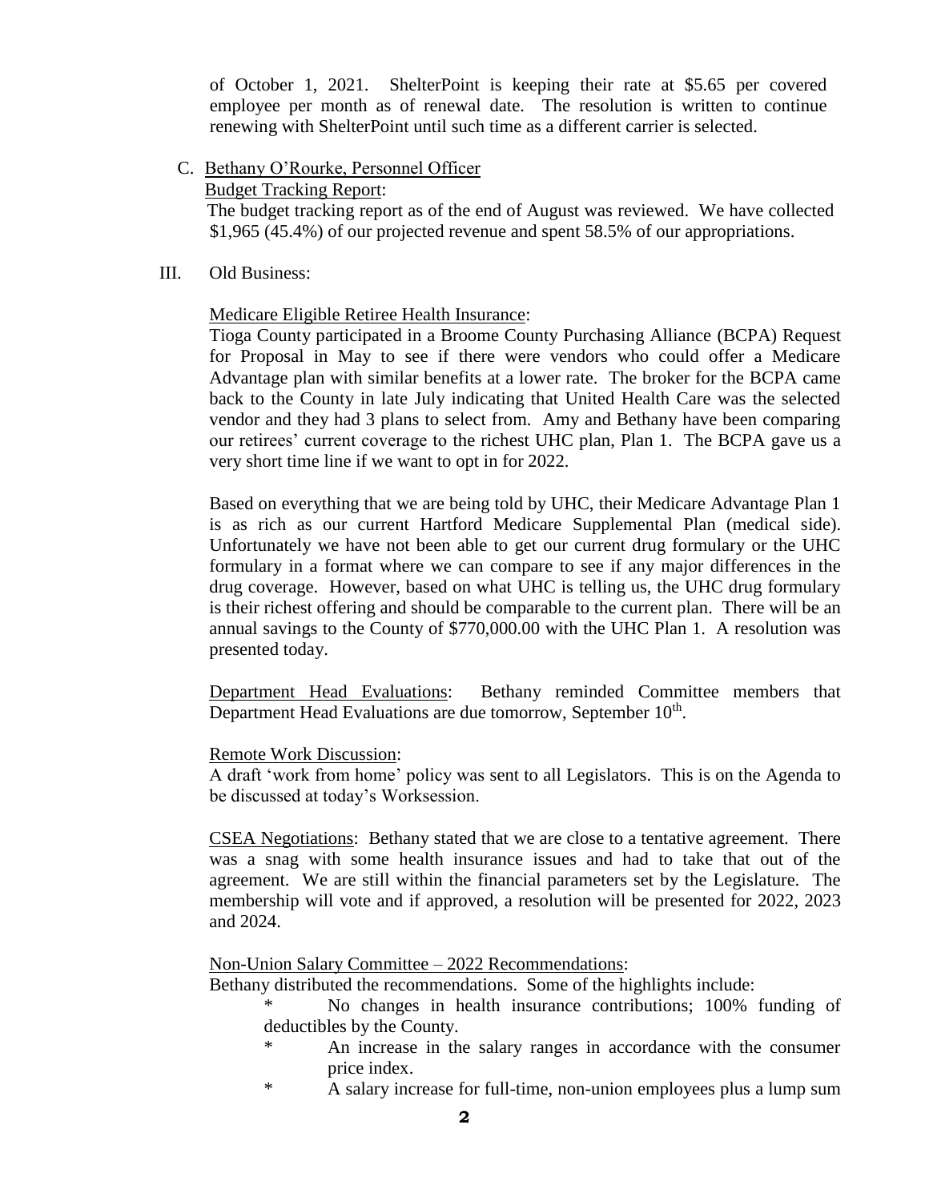of October 1, 2021. ShelterPoint is keeping their rate at $5.65 per covered employee per month as of renewal date. The resolution is written to continue renewing with ShelterPoint until such time as a different carrier is selected.

C. Bethany O'Rourke, Personnel Officer

Budget Tracking Report:

The budget tracking report as of the end of August was reviewed. We have collected $1,965 (45.4%) of our projected revenue and spent 58.5% of our appropriations.

III. Old Business:

Medicare Eligible Retiree Health Insurance:

Tioga County participated in a Broome County Purchasing Alliance (BCPA) Request for Proposal in May to see if there were vendors who could offer a Medicare Advantage plan with similar benefits at a lower rate. The broker for the BCPA came back to the County in late July indicating that United Health Care was the selected vendor and they had 3 plans to select from. Amy and Bethany have been comparing our retirees' current coverage to the richest UHC plan, Plan 1. The BCPA gave us a very short time line if we want to opt in for 2022.

Based on everything that we are being told by UHC, their Medicare Advantage Plan 1 is as rich as our current Hartford Medicare Supplemental Plan (medical side). Unfortunately we have not been able to get our current drug formulary or the UHC formulary in a format where we can compare to see if any major differences in the drug coverage. However, based on what UHC is telling us, the UHC drug formulary is their richest offering and should be comparable to the current plan. There will be an annual savings to the County of $770,000.00 with the UHC Plan 1. A resolution was presented today.

Department Head Evaluations: Bethany reminded Committee members that Department Head Evaluations are due tomorrow, September 10th.

Remote Work Discussion:

A draft 'work from home' policy was sent to all Legislators. This is on the Agenda to be discussed at today's Worksession.

CSEA Negotiations: Bethany stated that we are close to a tentative agreement. There was a snag with some health insurance issues and had to take that out of the agreement. We are still within the financial parameters set by the Legislature. The membership will vote and if approved, a resolution will be presented for 2022, 2023 and 2024.

Non-Union Salary Committee – 2022 Recommendations:

Bethany distributed the recommendations. Some of the highlights include:

- No changes in health insurance contributions; 100% funding of deductibles by the County.
- An increase in the salary ranges in accordance with the consumer price index.
- A salary increase for full-time, non-union employees plus a lump sum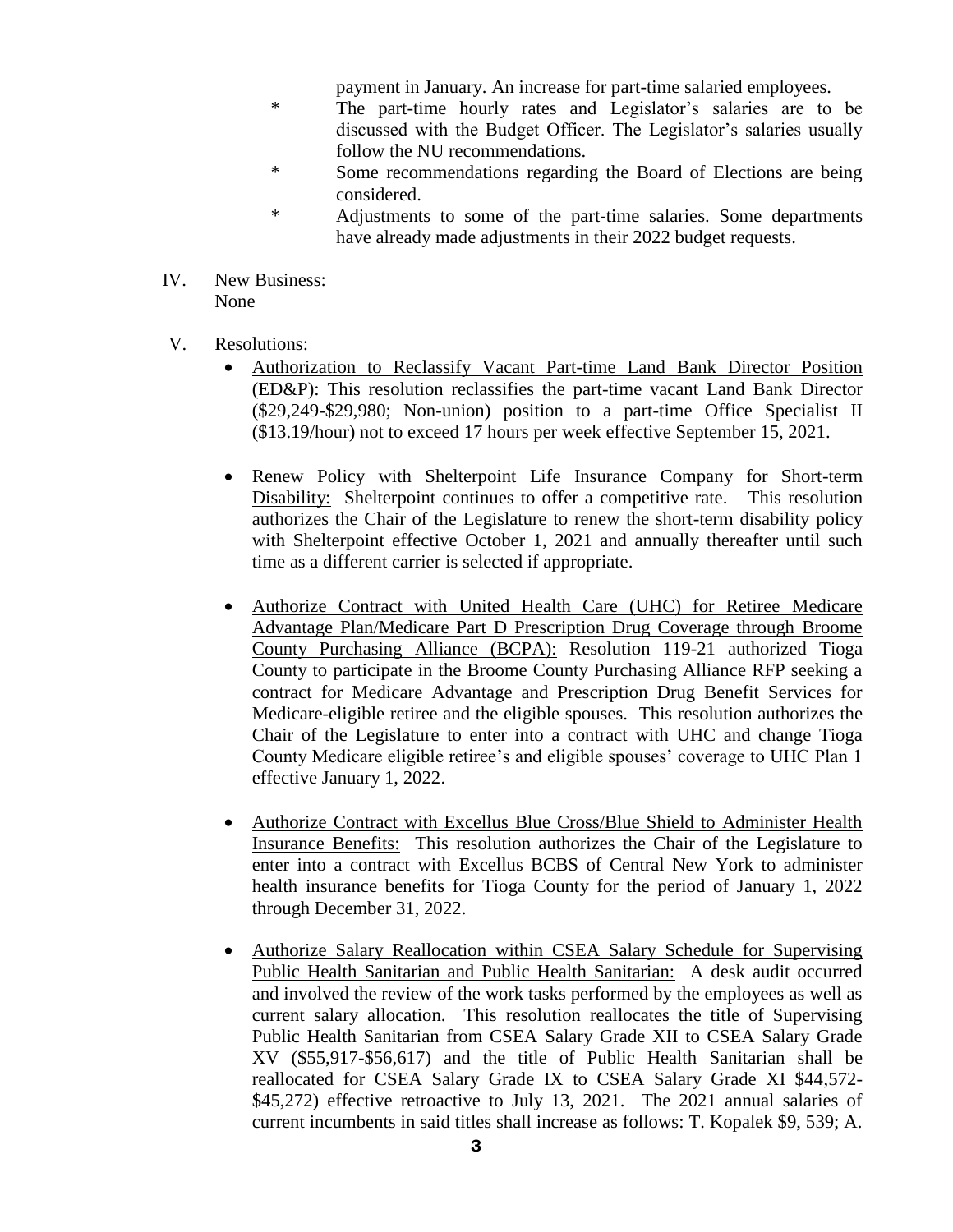payment in January. An increase for part-time salaried employees.

- The part-time hourly rates and Legislator's salaries are to be discussed with the Budget Officer. The Legislator's salaries usually follow the NU recommendations.
- Some recommendations regarding the Board of Elections are being considered.
- Adjustments to some of the part-time salaries. Some departments have already made adjustments in their 2022 budget requests.

IV. New Business:
None

V. Resolutions:

- Authorization to Reclassify Vacant Part-time Land Bank Director Position (ED&P): This resolution reclassifies the part-time vacant Land Bank Director ($29,249-$29,980; Non-union) position to a part-time Office Specialist II ($13.19/hour) not to exceed 17 hours per week effective September 15, 2021.

- Renew Policy with Shelterpoint Life Insurance Company for Short-term Disability: Shelterpoint continues to offer a competitive rate. This resolution authorizes the Chair of the Legislature to renew the short-term disability policy with Shelterpoint effective October 1, 2021 and annually thereafter until such time as a different carrier is selected if appropriate.

- Authorize Contract with United Health Care (UHC) for Retiree Medicare Advantage Plan/Medicare Part D Prescription Drug Coverage through Broome County Purchasing Alliance (BCPA): Resolution 119-21 authorized Tioga County to participate in the Broome County Purchasing Alliance RFP seeking a contract for Medicare Advantage and Prescription Drug Benefit Services for Medicare-eligible retiree and the eligible spouses. This resolution authorizes the Chair of the Legislature to enter into a contract with UHC and change Tioga County Medicare eligible retiree's and eligible spouses' coverage to UHC Plan 1 effective January 1, 2022.

- Authorize Contract with Excellus Blue Cross/Blue Shield to Administer Health Insurance Benefits: This resolution authorizes the Chair of the Legislature to enter into a contract with Excellus BCBS of Central New York to administer health insurance benefits for Tioga County for the period of January 1, 2022 through December 31, 2022.

- Authorize Salary Reallocation within CSEA Salary Schedule for Supervising Public Health Sanitarian and Public Health Sanitarian: A desk audit occurred and involved the review of the work tasks performed by the employees as well as current salary allocation. This resolution reallocates the title of Supervising Public Health Sanitarian from CSEA Salary Grade XII to CSEA Salary Grade XV ($55,917-$56,617) and the title of Public Health Sanitarian shall be reallocated for CSEA Salary Grade IX to CSEA Salary Grade XI $44,572-$45,272) effective retroactive to July 13, 2021. The 2021 annual salaries of current incumbents in said titles shall increase as follows: T. Kopalek $9, 539; A.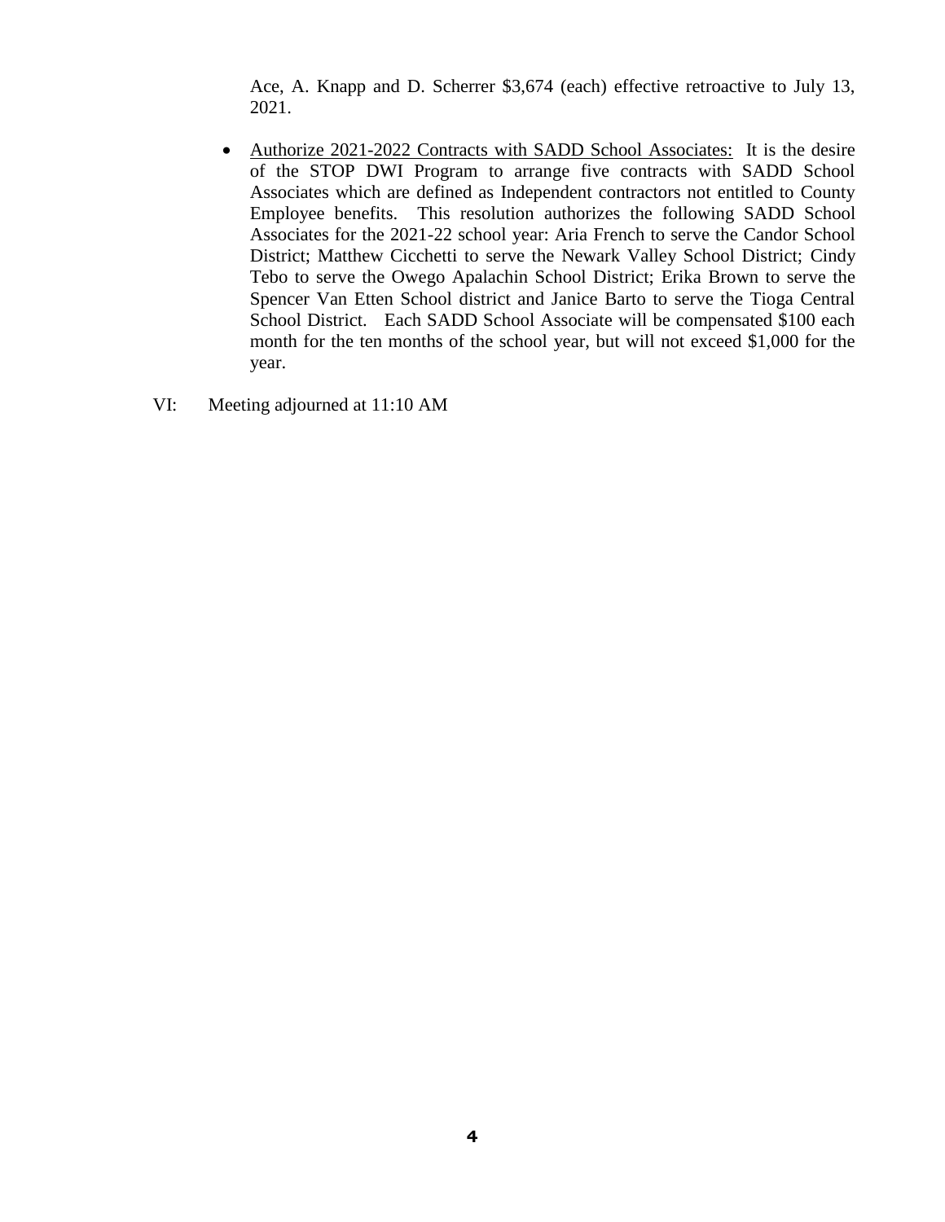Ace, A. Knapp and D. Scherrer $3,674 (each) effective retroactive to July 13, 2021.

- Authorize 2021-2022 Contracts with SADD School Associates: It is the desire of the STOP DWI Program to arrange five contracts with SADD School Associates which are defined as Independent contractors not entitled to County Employee benefits. This resolution authorizes the following SADD School Associates for the 2021-22 school year: Aria French to serve the Candor School District; Matthew Cicchetti to serve the Newark Valley School District; Cindy Tebo to serve the Owego Apalachin School District; Erika Brown to serve the Spencer Van Etten School district and Janice Barto to serve the Tioga Central School District. Each SADD School Associate will be compensated $100 each month for the ten months of the school year, but will not exceed $1,000 for the year.

VI: Meeting adjourned at 11:10 AM